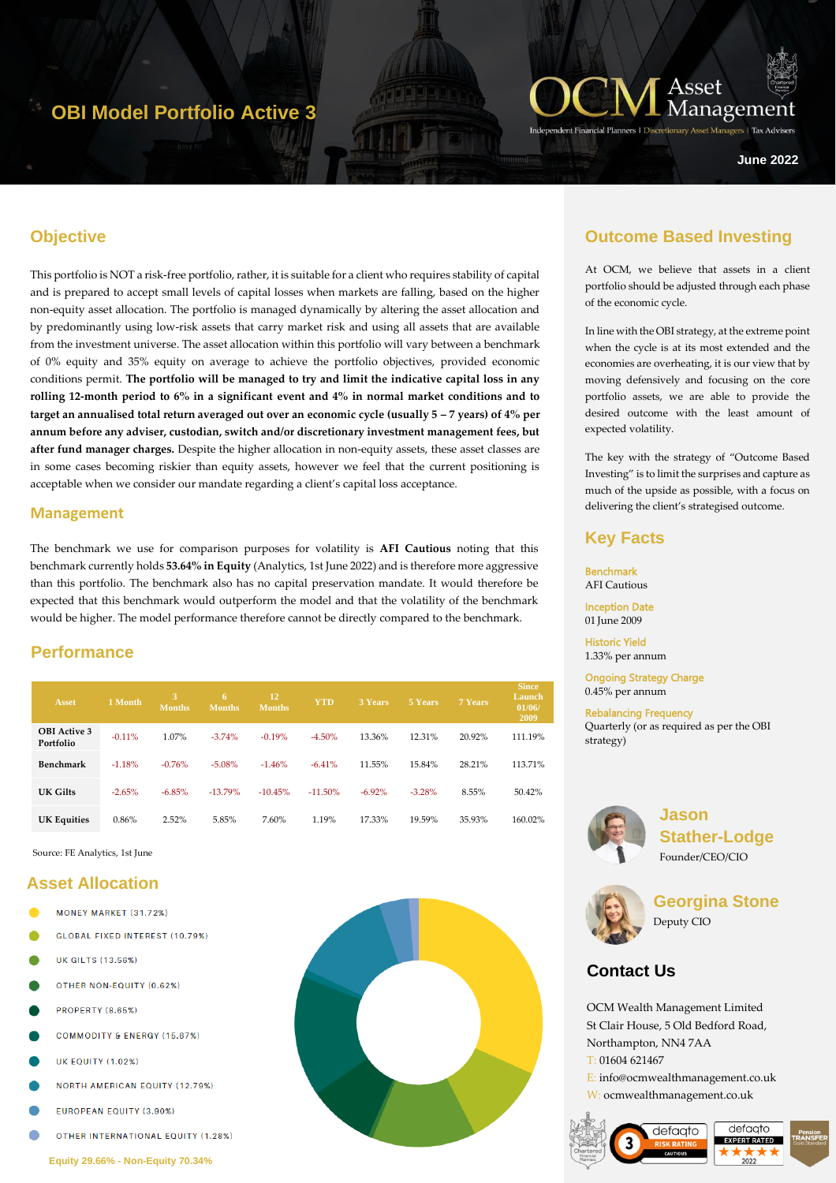# OBI Model Portfolio Active 3

OCM Asset Management

Independent Financial Planners | Discretionary Asset Managers | Tax Advisers

June 2022

## Objective

This portfolio is NOT a risk-free portfolio, rather, it is suitable for a client who requires stability of capital and is prepared to accept small levels of capital losses when markets are falling, based on the higher non-equity asset allocation. The portfolio is managed dynamically by altering the asset allocation and by predominantly using low-risk assets that carry market risk and using all assets that are available from the investment universe. The asset allocation within this portfolio will vary between a benchmark of 0% equity and 35% equity on average to achieve the portfolio objectives, provided economic conditions permit. **The portfolio will be managed to try and limit the indicative capital loss in any rolling 12-month period to 6% in a significant event and 4% in normal market conditions and to target an annualised total return averaged out over an economic cycle (usually 5 – 7 years) of 4% per annum before any adviser, custodian, switch and/or discretionary investment management fees, but after fund manager charges.** Despite the higher allocation in non-equity assets, these asset classes are in some cases becoming riskier than equity assets, however we feel that the current positioning is acceptable when we consider our mandate regarding a client's capital loss acceptance.

## Management

The benchmark we use for comparison purposes for volatility is **AFI Cautious** noting that this benchmark currently holds **53.64% in Equity** (Analytics, 1st June 2022) and is therefore more aggressive than this portfolio. The benchmark also has no capital preservation mandate. It would therefore be expected that this benchmark would outperform the model and that the volatility of the benchmark would be higher. The model performance therefore cannot be directly compared to the benchmark.

## Performance

| Asset | 1 Month | 3 Months | 6 Months | 12 Months | YTD | 3 Years | 5 Years | 7 Years | Since Launch 01/06/2009 |
|---|---|---|---|---|---|---|---|---|---|
| OBI Active 3 Portfolio | -0.11% | 1.07% | -3.74% | -0.19% | -4.50% | 13.36% | 12.31% | 20.92% | 111.19% |
| Benchmark | -1.18% | -0.76% | -5.08% | -1.46% | -6.41% | 11.55% | 15.84% | 28.21% | 113.71% |
| UK Gilts | -2.65% | -6.85% | -13.79% | -10.45% | -11.50% | -6.92% | -3.28% | 8.55% | 50.42% |
| UK Equities | 0.86% | 2.52% | 5.85% | 7.60% | 1.19% | 17.33% | 19.59% | 35.93% | 160.02% |

Source: FE Analytics, 1st June

## Asset Allocation

- MONEY MARKET (31.72%)
- GLOBAL FIXED INTEREST (10.79%)
- UK GILTS (13.56%)
- OTHER NON-EQUITY (0.62%)
- PROPERTY (8.65%)
- COMMODITY & ENERGY (15.87%)
- UK EQUITY (1.02%)
- NORTH AMERICAN EQUITY (12.79%)
- EUROPEAN EQUITY (3.90%)
- OTHER INTERNATIONAL EQUITY (1.28%)

Equity 29.66% - Non-Equity 70.34%

## Outcome Based Investing

At OCM, we believe that assets in a client portfolio should be adjusted through each phase of the economic cycle.

In line with the OBI strategy, at the extreme point when the cycle is at its most extended and the economies are overheating, it is our view that by moving defensively and focusing on the core portfolio assets, we are able to provide the desired outcome with the least amount of expected volatility.

The key with the strategy of "Outcome Based Investing" is to limit the surprises and capture as much of the upside as possible, with a focus on delivering the client's strategised outcome.

## Key Facts

**Benchmark**
AFI Cautious

**Inception Date**
01 June 2009

**Historic Yield**
1.33% per annum

**Ongoing Strategy Charge**
0.45% per annum

**Rebalancing Frequency**
Quarterly (or as required as per the OBI strategy)

**Jason Stather-Lodge**
Founder/CEO/CIO

**Georgina Stone**
Deputy CIO

## Contact Us

OCM Wealth Management Limited
St Clair House, 5 Old Bedford Road,
Northampton, NN4 7AA
T: 01604 621467
E: info@ocmwealthmanagement.co.uk
W: ocmwealthmanagement.co.uk

defaqto 3 RISK RATING CAUTIOUS | defaqto EXPERT RATED 2022 | Pension TRANSFER Gold Standard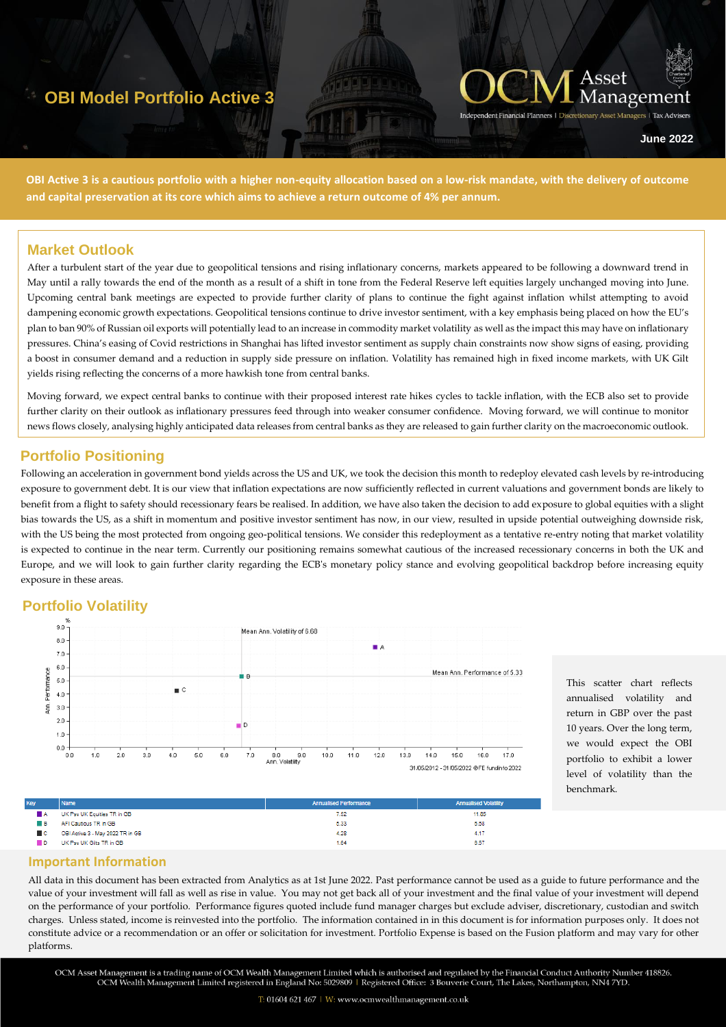# OBI Model Portfolio Active 3

OCM Asset Management

Independent Financial Planners | Discretionary Asset Managers | Tax Advisers

**June 2022**

**OBI Active 3 is a cautious portfolio with a higher non-equity allocation based on a low-risk mandate, with the delivery of outcome and capital preservation at its core which aims to achieve a return outcome of 4% per annum.**

## Market Outlook

After a turbulent start of the year due to geopolitical tensions and rising inflationary concerns, markets appeared to be following a downward trend in May until a rally towards the end of the month as a result of a shift in tone from the Federal Reserve left equities largely unchanged moving into June. Upcoming central bank meetings are expected to provide further clarity of plans to continue the fight against inflation whilst attempting to avoid dampening economic growth expectations. Geopolitical tensions continue to drive investor sentiment, with a key emphasis being placed on how the EU's plan to ban 90% of Russian oil exports will potentially lead to an increase in commodity market volatility as well as the impact this may have on inflationary pressures. China's easing of Covid restrictions in Shanghai has lifted investor sentiment as supply chain constraints now show signs of easing, providing a boost in consumer demand and a reduction in supply side pressure on inflation. Volatility has remained high in fixed income markets, with UK Gilt yields rising reflecting the concerns of a more hawkish tone from central banks.

Moving forward, we expect central banks to continue with their proposed interest rate hikes cycles to tackle inflation, with the ECB also set to provide further clarity on their outlook as inflationary pressures feed through into weaker consumer confidence. Moving forward, we will continue to monitor news flows closely, analysing highly anticipated data releases from central banks as they are released to gain further clarity on the macroeconomic outlook.

## Portfolio Positioning

Following an acceleration in government bond yields across the US and UK, we took the decision this month to redeploy elevated cash levels by re-introducing exposure to government debt. It is our view that inflation expectations are now sufficiently reflected in current valuations and government bonds are likely to benefit from a flight to safety should recessionary fears be realised. In addition, we have also taken the decision to add exposure to global equities with a slight bias towards the US, as a shift in momentum and positive investor sentiment has now, in our view, resulted in upside potential outweighing downside risk, with the US being the most protected from ongoing geo-political tensions. We consider this redeployment as a tentative re-entry noting that market volatility is expected to continue in the near term. Currently our positioning remains somewhat cautious of the increased recessionary concerns in both the UK and Europe, and we will look to gain further clarity regarding the ECB's monetary policy stance and evolving geopolitical backdrop before increasing equity exposure in these areas.

## Portfolio Volatility

%

Ann. Performance

Ann. Volatility

Mean Ann. Volatility of 6.68

Mean Ann. Performance of 5.33

31/05/2012 - 31/05/2022 ©FE fundinfo 2022

This scatter chart reflects annualised volatility and return in GBP over the past 10 years. Over the long term, we would expect the OBI portfolio to exhibit a lower level of volatility than the benchmark.

| Key | Name | Annualised Performance | Annualised Volatility |
|---|---|---|---|
| A | UK Psv UK Equities TR in GB | 7.62 | 11.85 |
| B | AFI Cautious TR in GB | 5.33 | 6.68 |
| C | OBI Active 3 - May 2022 TR in GB | 4.28 | 4.17 |
| D | UK Psv UK Gilts TR in GB | 1.64 | 6.57 |

## Important Information

All data in this document has been extracted from Analytics as at 1st June 2022. Past performance cannot be used as a guide to future performance and the value of your investment will fall as well as rise in value. You may not get back all of your investment and the final value of your investment will depend on the performance of your portfolio. Performance figures quoted include fund manager charges but exclude adviser, discretionary, custodian and switch charges. Unless stated, income is reinvested into the portfolio. The information contained in in this document is for information purposes only. It does not constitute advice or a recommendation or an offer or solicitation for investment. Portfolio Expense is based on the Fusion platform and may vary for other platforms.

OCM Asset Management is a trading name of OCM Wealth Management Limited which is authorised and regulated by the Financial Conduct Authority Number 418826. OCM Wealth Management Limited registered in England No: 5029809 | Registered Office: 3 Bouverie Court, The Lakes, Northampton, NN4 7YD.

T: 01604 621 467 | W: www.ocmwealthmanagement.co.uk